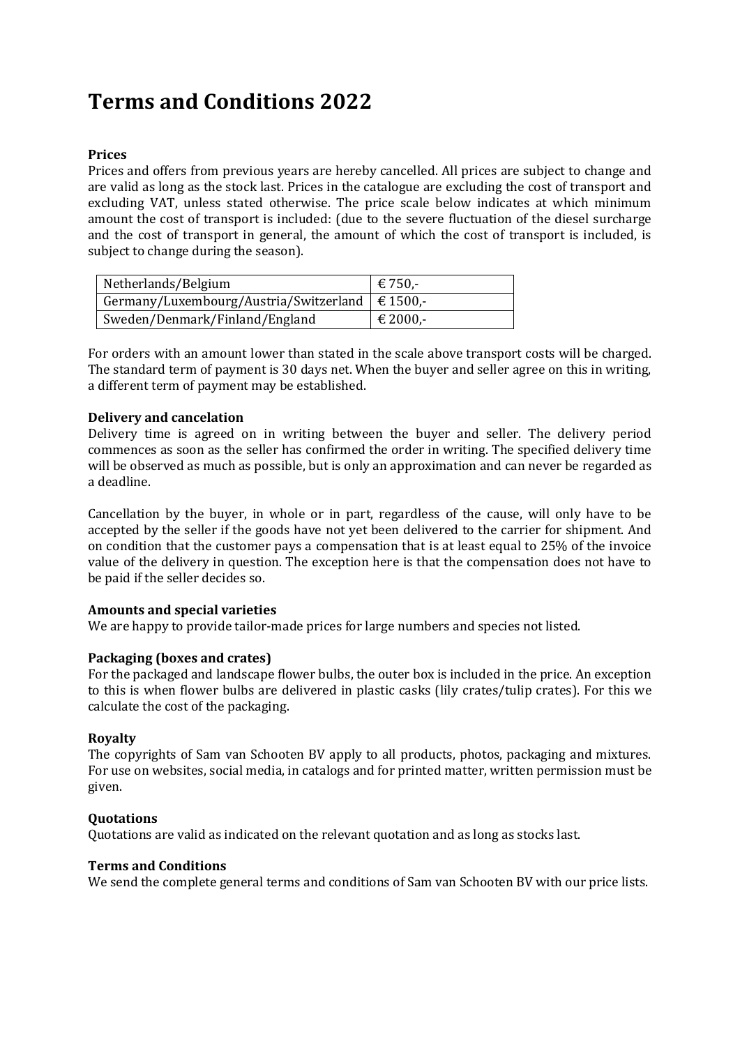# Terms and Conditions 2022

### Prices

Prices and offers from previous years are hereby cancelled. All prices are subject to change and are valid as long as the stock last. Prices in the catalogue are excluding the cost of transport and excluding VAT, unless stated otherwise. The price scale below indicates at which minimum amount the cost of transport is included: (due to the severe fluctuation of the diesel surcharge and the cost of transport in general, the amount of which the cost of transport is included, is subject to change during the season).

| | |
|---|---|
| Netherlands/Belgium | € 750,- |
| Germany/Luxembourg/Austria/Switzerland | € 1500,- |
| Sweden/Denmark/Finland/England | € 2000,- |

For orders with an amount lower than stated in the scale above transport costs will be charged. The standard term of payment is 30 days net. When the buyer and seller agree on this in writing, a different term of payment may be established.

### Delivery and cancelation

Delivery time is agreed on in writing between the buyer and seller. The delivery period commences as soon as the seller has confirmed the order in writing. The specified delivery time will be observed as much as possible, but is only an approximation and can never be regarded as a deadline.

Cancellation by the buyer, in whole or in part, regardless of the cause, will only have to be accepted by the seller if the goods have not yet been delivered to the carrier for shipment. And on condition that the customer pays a compensation that is at least equal to 25% of the invoice value of the delivery in question. The exception here is that the compensation does not have to be paid if the seller decides so.

### Amounts and special varieties

We are happy to provide tailor-made prices for large numbers and species not listed.

### Packaging (boxes and crates)

For the packaged and landscape flower bulbs, the outer box is included in the price. An exception to this is when flower bulbs are delivered in plastic casks (lily crates/tulip crates). For this we calculate the cost of the packaging.

### Royalty

The copyrights of Sam van Schooten BV apply to all products, photos, packaging and mixtures. For use on websites, social media, in catalogs and for printed matter, written permission must be given.

### Quotations

Quotations are valid as indicated on the relevant quotation and as long as stocks last.

### Terms and Conditions

We send the complete general terms and conditions of Sam van Schooten BV with our price lists.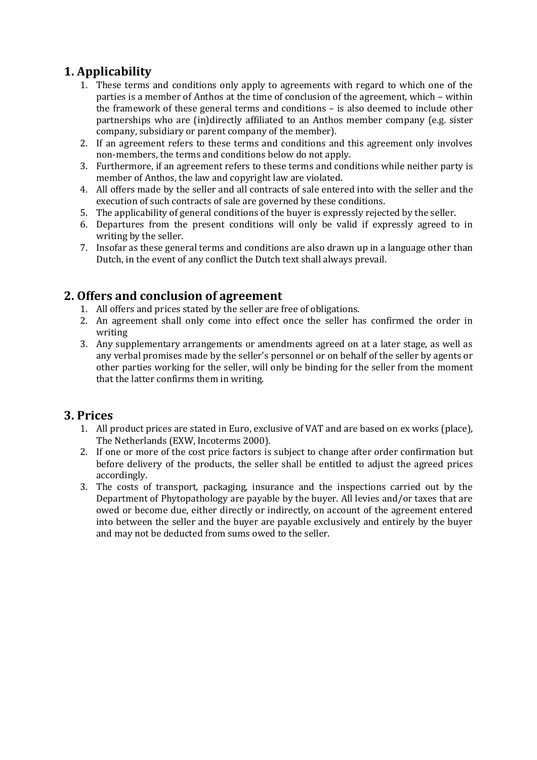## 1. Applicability

1. These terms and conditions only apply to agreements with regard to which one of the parties is a member of Anthos at the time of conclusion of the agreement, which – within the framework of these general terms and conditions – is also deemed to include other partnerships who are (in)directly affiliated to an Anthos member company (e.g. sister company, subsidiary or parent company of the member).
2. If an agreement refers to these terms and conditions and this agreement only involves non-members, the terms and conditions below do not apply.
3. Furthermore, if an agreement refers to these terms and conditions while neither party is member of Anthos, the law and copyright law are violated.
4. All offers made by the seller and all contracts of sale entered into with the seller and the execution of such contracts of sale are governed by these conditions.
5. The applicability of general conditions of the buyer is expressly rejected by the seller.
6. Departures from the present conditions will only be valid if expressly agreed to in writing by the seller.
7. Insofar as these general terms and conditions are also drawn up in a language other than Dutch, in the event of any conflict the Dutch text shall always prevail.

## 2. Offers and conclusion of agreement

1. All offers and prices stated by the seller are free of obligations.
2. An agreement shall only come into effect once the seller has confirmed the order in writing
3. Any supplementary arrangements or amendments agreed on at a later stage, as well as any verbal promises made by the seller's personnel or on behalf of the seller by agents or other parties working for the seller, will only be binding for the seller from the moment that the latter confirms them in writing.

## 3. Prices

1. All product prices are stated in Euro, exclusive of VAT and are based on ex works (place), The Netherlands (EXW, Incoterms 2000).
2. If one or more of the cost price factors is subject to change after order confirmation but before delivery of the products, the seller shall be entitled to adjust the agreed prices accordingly.
3. The costs of transport, packaging, insurance and the inspections carried out by the Department of Phytopathology are payable by the buyer. All levies and/or taxes that are owed or become due, either directly or indirectly, on account of the agreement entered into between the seller and the buyer are payable exclusively and entirely by the buyer and may not be deducted from sums owed to the seller.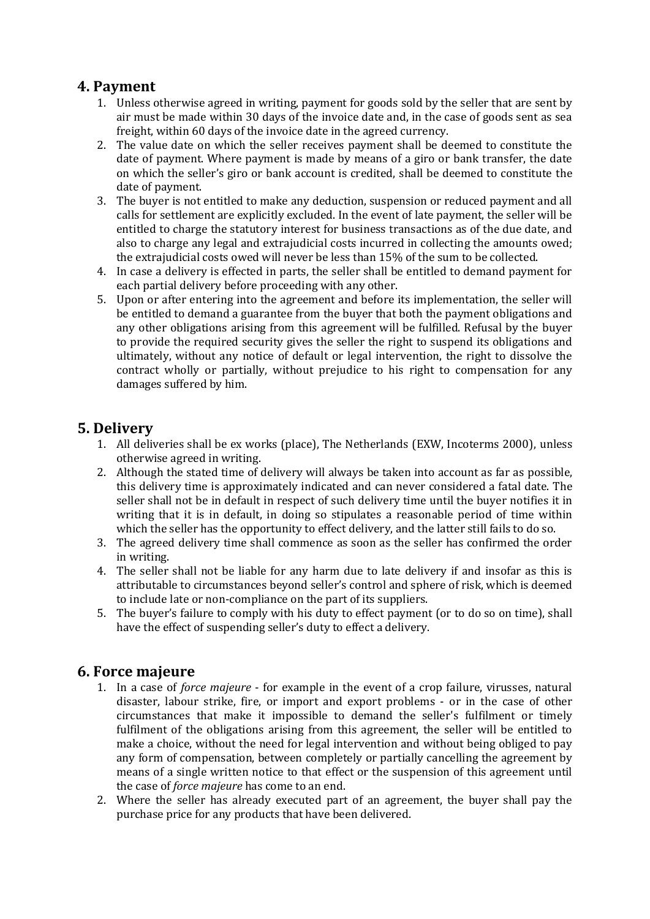## 4. Payment

1. Unless otherwise agreed in writing, payment for goods sold by the seller that are sent by air must be made within 30 days of the invoice date and, in the case of goods sent as sea freight, within 60 days of the invoice date in the agreed currency.
2. The value date on which the seller receives payment shall be deemed to constitute the date of payment. Where payment is made by means of a giro or bank transfer, the date on which the seller's giro or bank account is credited, shall be deemed to constitute the date of payment.
3. The buyer is not entitled to make any deduction, suspension or reduced payment and all calls for settlement are explicitly excluded. In the event of late payment, the seller will be entitled to charge the statutory interest for business transactions as of the due date, and also to charge any legal and extrajudicial costs incurred in collecting the amounts owed; the extrajudicial costs owed will never be less than 15% of the sum to be collected.
4. In case a delivery is effected in parts, the seller shall be entitled to demand payment for each partial delivery before proceeding with any other.
5. Upon or after entering into the agreement and before its implementation, the seller will be entitled to demand a guarantee from the buyer that both the payment obligations and any other obligations arising from this agreement will be fulfilled. Refusal by the buyer to provide the required security gives the seller the right to suspend its obligations and ultimately, without any notice of default or legal intervention, the right to dissolve the contract wholly or partially, without prejudice to his right to compensation for any damages suffered by him.

## 5. Delivery

1. All deliveries shall be ex works (place), The Netherlands (EXW, Incoterms 2000), unless otherwise agreed in writing.
2. Although the stated time of delivery will always be taken into account as far as possible, this delivery time is approximately indicated and can never considered a fatal date. The seller shall not be in default in respect of such delivery time until the buyer notifies it in writing that it is in default, in doing so stipulates a reasonable period of time within which the seller has the opportunity to effect delivery, and the latter still fails to do so.
3. The agreed delivery time shall commence as soon as the seller has confirmed the order in writing.
4. The seller shall not be liable for any harm due to late delivery if and insofar as this is attributable to circumstances beyond seller's control and sphere of risk, which is deemed to include late or non-compliance on the part of its suppliers.
5. The buyer's failure to comply with his duty to effect payment (or to do so on time), shall have the effect of suspending seller's duty to effect a delivery.

## 6. Force majeure

1. In a case of *force majeure* - for example in the event of a crop failure, virusses, natural disaster, labour strike, fire, or import and export problems - or in the case of other circumstances that make it impossible to demand the seller's fulfilment or timely fulfilment of the obligations arising from this agreement, the seller will be entitled to make a choice, without the need for legal intervention and without being obliged to pay any form of compensation, between completely or partially cancelling the agreement by means of a single written notice to that effect or the suspension of this agreement until the case of *force majeure* has come to an end.
2. Where the seller has already executed part of an agreement, the buyer shall pay the purchase price for any products that have been delivered.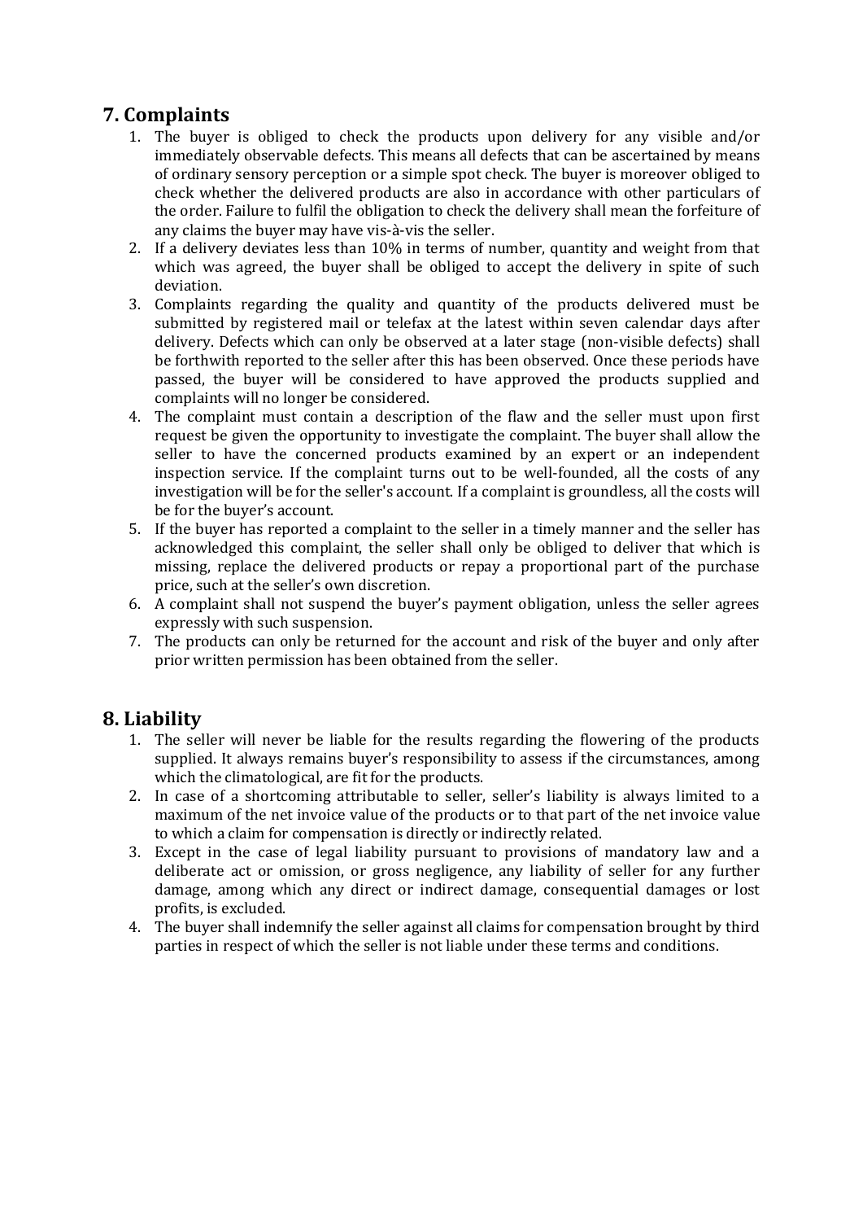## 7. Complaints

1. The buyer is obliged to check the products upon delivery for any visible and/or immediately observable defects. This means all defects that can be ascertained by means of ordinary sensory perception or a simple spot check. The buyer is moreover obliged to check whether the delivered products are also in accordance with other particulars of the order. Failure to fulfil the obligation to check the delivery shall mean the forfeiture of any claims the buyer may have vis-à-vis the seller.
2. If a delivery deviates less than 10% in terms of number, quantity and weight from that which was agreed, the buyer shall be obliged to accept the delivery in spite of such deviation.
3. Complaints regarding the quality and quantity of the products delivered must be submitted by registered mail or telefax at the latest within seven calendar days after delivery. Defects which can only be observed at a later stage (non-visible defects) shall be forthwith reported to the seller after this has been observed. Once these periods have passed, the buyer will be considered to have approved the products supplied and complaints will no longer be considered.
4. The complaint must contain a description of the flaw and the seller must upon first request be given the opportunity to investigate the complaint. The buyer shall allow the seller to have the concerned products examined by an expert or an independent inspection service. If the complaint turns out to be well-founded, all the costs of any investigation will be for the seller's account. If a complaint is groundless, all the costs will be for the buyer's account.
5. If the buyer has reported a complaint to the seller in a timely manner and the seller has acknowledged this complaint, the seller shall only be obliged to deliver that which is missing, replace the delivered products or repay a proportional part of the purchase price, such at the seller's own discretion.
6. A complaint shall not suspend the buyer's payment obligation, unless the seller agrees expressly with such suspension.
7. The products can only be returned for the account and risk of the buyer and only after prior written permission has been obtained from the seller.

## 8. Liability

1. The seller will never be liable for the results regarding the flowering of the products supplied. It always remains buyer's responsibility to assess if the circumstances, among which the climatological, are fit for the products.
2. In case of a shortcoming attributable to seller, seller's liability is always limited to a maximum of the net invoice value of the products or to that part of the net invoice value to which a claim for compensation is directly or indirectly related.
3. Except in the case of legal liability pursuant to provisions of mandatory law and a deliberate act or omission, or gross negligence, any liability of seller for any further damage, among which any direct or indirect damage, consequential damages or lost profits, is excluded.
4. The buyer shall indemnify the seller against all claims for compensation brought by third parties in respect of which the seller is not liable under these terms and conditions.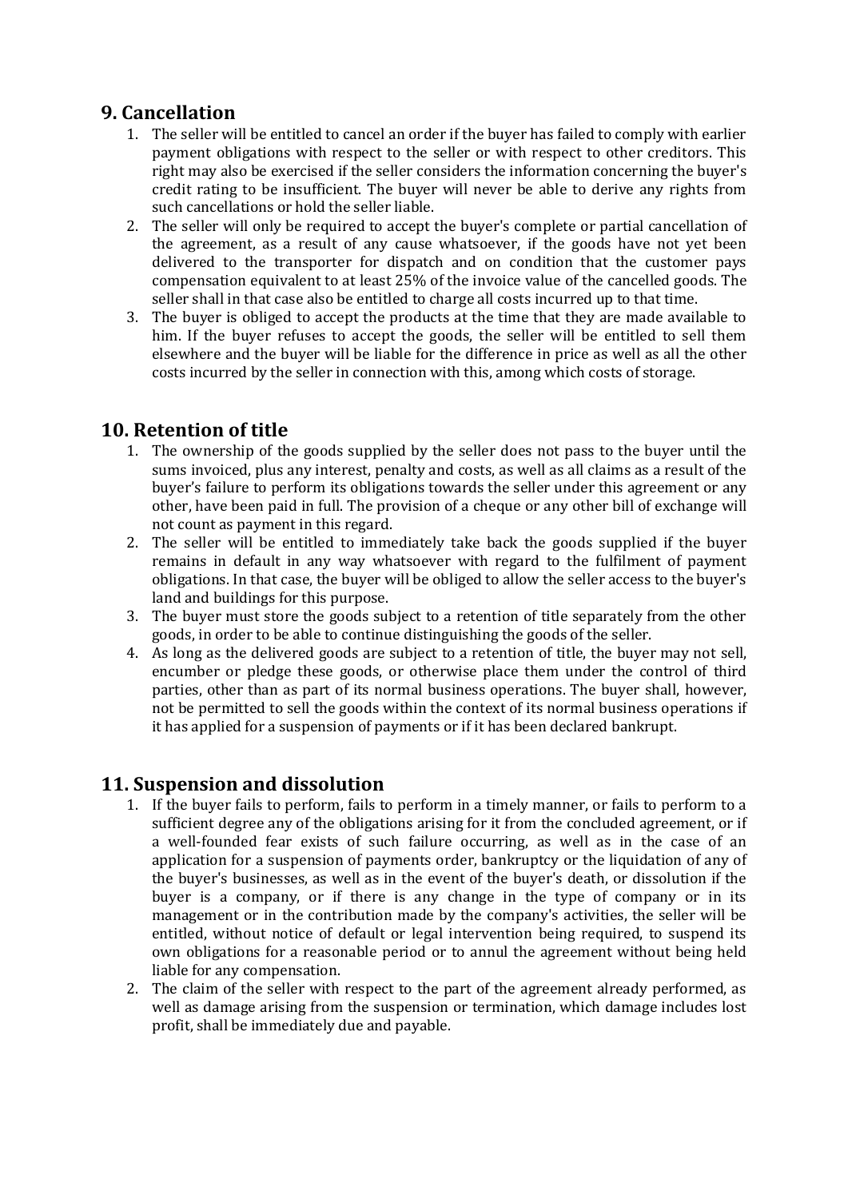## 9. Cancellation

1. The seller will be entitled to cancel an order if the buyer has failed to comply with earlier payment obligations with respect to the seller or with respect to other creditors. This right may also be exercised if the seller considers the information concerning the buyer's credit rating to be insufficient. The buyer will never be able to derive any rights from such cancellations or hold the seller liable.
2. The seller will only be required to accept the buyer's complete or partial cancellation of the agreement, as a result of any cause whatsoever, if the goods have not yet been delivered to the transporter for dispatch and on condition that the customer pays compensation equivalent to at least 25% of the invoice value of the cancelled goods. The seller shall in that case also be entitled to charge all costs incurred up to that time.
3. The buyer is obliged to accept the products at the time that they are made available to him. If the buyer refuses to accept the goods, the seller will be entitled to sell them elsewhere and the buyer will be liable for the difference in price as well as all the other costs incurred by the seller in connection with this, among which costs of storage.

## 10. Retention of title

1. The ownership of the goods supplied by the seller does not pass to the buyer until the sums invoiced, plus any interest, penalty and costs, as well as all claims as a result of the buyer's failure to perform its obligations towards the seller under this agreement or any other, have been paid in full. The provision of a cheque or any other bill of exchange will not count as payment in this regard.
2. The seller will be entitled to immediately take back the goods supplied if the buyer remains in default in any way whatsoever with regard to the fulfilment of payment obligations. In that case, the buyer will be obliged to allow the seller access to the buyer's land and buildings for this purpose.
3. The buyer must store the goods subject to a retention of title separately from the other goods, in order to be able to continue distinguishing the goods of the seller.
4. As long as the delivered goods are subject to a retention of title, the buyer may not sell, encumber or pledge these goods, or otherwise place them under the control of third parties, other than as part of its normal business operations. The buyer shall, however, not be permitted to sell the goods within the context of its normal business operations if it has applied for a suspension of payments or if it has been declared bankrupt.

## 11. Suspension and dissolution

1. If the buyer fails to perform, fails to perform in a timely manner, or fails to perform to a sufficient degree any of the obligations arising for it from the concluded agreement, or if a well-founded fear exists of such failure occurring, as well as in the case of an application for a suspension of payments order, bankruptcy or the liquidation of any of the buyer's businesses, as well as in the event of the buyer's death, or dissolution if the buyer is a company, or if there is any change in the type of company or in its management or in the contribution made by the company's activities, the seller will be entitled, without notice of default or legal intervention being required, to suspend its own obligations for a reasonable period or to annul the agreement without being held liable for any compensation.
2. The claim of the seller with respect to the part of the agreement already performed, as well as damage arising from the suspension or termination, which damage includes lost profit, shall be immediately due and payable.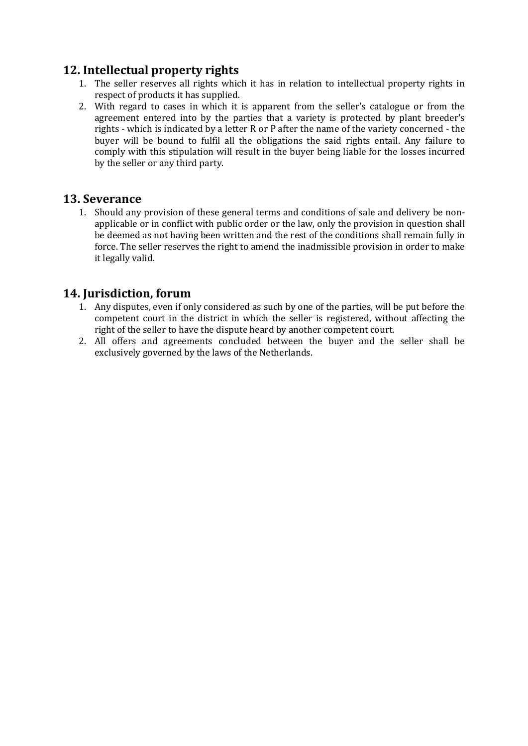## 12. Intellectual property rights

1. The seller reserves all rights which it has in relation to intellectual property rights in respect of products it has supplied.
2. With regard to cases in which it is apparent from the seller's catalogue or from the agreement entered into by the parties that a variety is protected by plant breeder's rights - which is indicated by a letter R or P after the name of the variety concerned - the buyer will be bound to fulfil all the obligations the said rights entail. Any failure to comply with this stipulation will result in the buyer being liable for the losses incurred by the seller or any third party.

## 13. Severance

1. Should any provision of these general terms and conditions of sale and delivery be non-applicable or in conflict with public order or the law, only the provision in question shall be deemed as not having been written and the rest of the conditions shall remain fully in force. The seller reserves the right to amend the inadmissible provision in order to make it legally valid.

## 14. Jurisdiction, forum

1. Any disputes, even if only considered as such by one of the parties, will be put before the competent court in the district in which the seller is registered, without affecting the right of the seller to have the dispute heard by another competent court.
2. All offers and agreements concluded between the buyer and the seller shall be exclusively governed by the laws of the Netherlands.